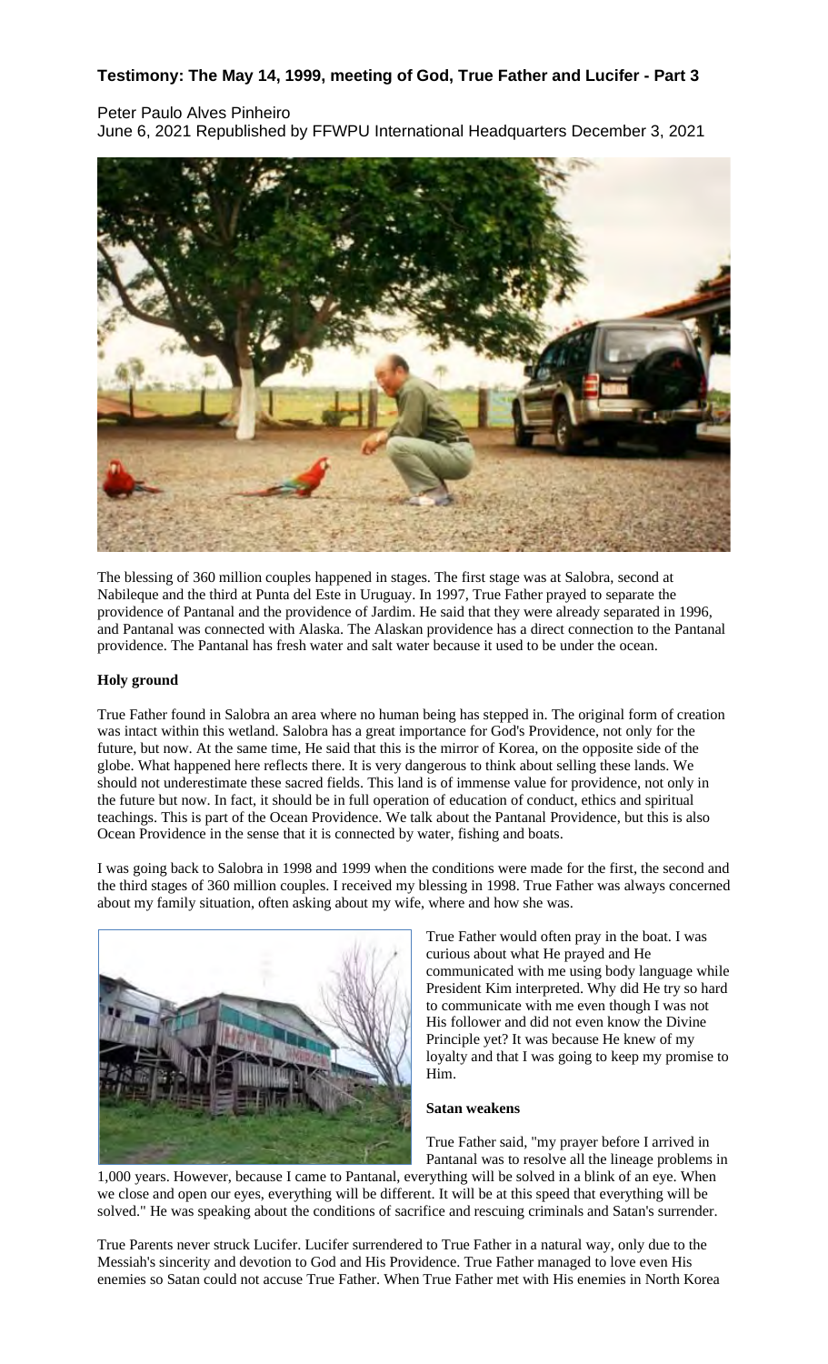# Testimony: The May 14, 1999, meeting of God, True Father and Lucifer - Part 3

Peter Paulo Alves Pinheiro
June 6, 2021 Republished by FFWPU International Headquarters December 3, 2021

The blessing of 360 million couples happened in stages. The first stage was at Salobra, second at Nabileque and the third at Punta del Este in Uruguay. In 1997, True Father prayed to separate the providence of Pantanal and the providence of Jardim. He said that they were already separated in 1996, and Pantanal was connected with Alaska. The Alaskan providence has a direct connection to the Pantanal providence. The Pantanal has fresh water and salt water because it used to be under the ocean.

**Holy ground**

True Father found in Salobra an area where no human being has stepped in. The original form of creation was intact within this wetland. Salobra has a great importance for God's Providence, not only for the future, but now. At the same time, He said that this is the mirror of Korea, on the opposite side of the globe. What happened here reflects there. It is very dangerous to think about selling these lands. We should not underestimate these sacred fields. This land is of immense value for providence, not only in the future but now. In fact, it should be in full operation of education of conduct, ethics and spiritual teachings. This is part of the Ocean Providence. We talk about the Pantanal Providence, but this is also Ocean Providence in the sense that it is connected by water, fishing and boats.

I was going back to Salobra in 1998 and 1999 when the conditions were made for the first, the second and the third stages of 360 million couples. I received my blessing in 1998. True Father was always concerned about my family situation, often asking about my wife, where and how she was.

True Father would often pray in the boat. I was curious about what He prayed and He communicated with me using body language while President Kim interpreted. Why did He try so hard to communicate with me even though I was not His follower and did not even know the Divine Principle yet? It was because He knew of my loyalty and that I was going to keep my promise to Him.

**Satan weakens**

True Father said, "my prayer before I arrived in Pantanal was to resolve all the lineage problems in 1,000 years. However, because I came to Pantanal, everything will be solved in a blink of an eye. When we close and open our eyes, everything will be different. It will be at this speed that everything will be solved." He was speaking about the conditions of sacrifice and rescuing criminals and Satan's surrender.

True Parents never struck Lucifer. Lucifer surrendered to True Father in a natural way, only due to the Messiah's sincerity and devotion to God and His Providence. True Father managed to love even His enemies so Satan could not accuse True Father. When True Father met with His enemies in North Korea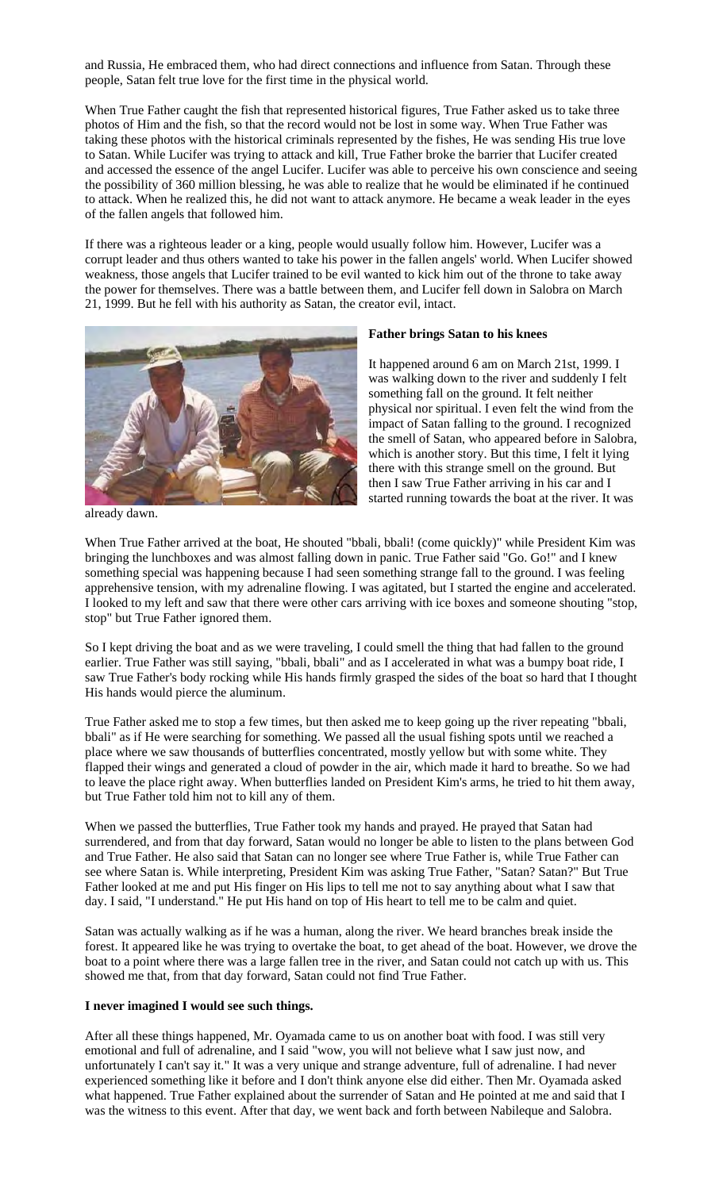and Russia, He embraced them, who had direct connections and influence from Satan. Through these people, Satan felt true love for the first time in the physical world.

When True Father caught the fish that represented historical figures, True Father asked us to take three photos of Him and the fish, so that the record would not be lost in some way. When True Father was taking these photos with the historical criminals represented by the fishes, He was sending His true love to Satan. While Lucifer was trying to attack and kill, True Father broke the barrier that Lucifer created and accessed the essence of the angel Lucifer. Lucifer was able to perceive his own conscience and seeing the possibility of 360 million blessing, he was able to realize that he would be eliminated if he continued to attack. When he realized this, he did not want to attack anymore. He became a weak leader in the eyes of the fallen angels that followed him.

If there was a righteous leader or a king, people would usually follow him. However, Lucifer was a corrupt leader and thus others wanted to take his power in the fallen angels' world. When Lucifer showed weakness, those angels that Lucifer trained to be evil wanted to kick him out of the throne to take away the power for themselves. There was a battle between them, and Lucifer fell down in Salobra on March 21, 1999. But he fell with his authority as Satan, the creator evil, intact.

**Father brings Satan to his knees**

It happened around 6 am on March 21st, 1999. I was walking down to the river and suddenly I felt something fall on the ground. It felt neither physical nor spiritual. I even felt the wind from the impact of Satan falling to the ground. I recognized the smell of Satan, who appeared before in Salobra, which is another story. But this time, I felt it lying there with this strange smell on the ground. But then I saw True Father arriving in his car and I started running towards the boat at the river. It was already dawn.

When True Father arrived at the boat, He shouted "bbali, bbali! (come quickly)" while President Kim was bringing the lunchboxes and was almost falling down in panic. True Father said "Go. Go!" and I knew something special was happening because I had seen something strange fall to the ground. I was feeling apprehensive tension, with my adrenaline flowing. I was agitated, but I started the engine and accelerated. I looked to my left and saw that there were other cars arriving with ice boxes and someone shouting "stop, stop" but True Father ignored them.

So I kept driving the boat and as we were traveling, I could smell the thing that had fallen to the ground earlier. True Father was still saying, "bbali, bbali" and as I accelerated in what was a bumpy boat ride, I saw True Father's body rocking while His hands firmly grasped the sides of the boat so hard that I thought His hands would pierce the aluminum.

True Father asked me to stop a few times, but then asked me to keep going up the river repeating "bbali, bbali" as if He were searching for something. We passed all the usual fishing spots until we reached a place where we saw thousands of butterflies concentrated, mostly yellow but with some white. They flapped their wings and generated a cloud of powder in the air, which made it hard to breathe. So we had to leave the place right away. When butterflies landed on President Kim's arms, he tried to hit them away, but True Father told him not to kill any of them.

When we passed the butterflies, True Father took my hands and prayed. He prayed that Satan had surrendered, and from that day forward, Satan would no longer be able to listen to the plans between God and True Father. He also said that Satan can no longer see where True Father is, while True Father can see where Satan is. While interpreting, President Kim was asking True Father, "Satan? Satan?" But True Father looked at me and put His finger on His lips to tell me not to say anything about what I saw that day. I said, "I understand." He put His hand on top of His heart to tell me to be calm and quiet.

Satan was actually walking as if he was a human, along the river. We heard branches break inside the forest. It appeared like he was trying to overtake the boat, to get ahead of the boat. However, we drove the boat to a point where there was a large fallen tree in the river, and Satan could not catch up with us. This showed me that, from that day forward, Satan could not find True Father.

**I never imagined I would see such things.**

After all these things happened, Mr. Oyamada came to us on another boat with food. I was still very emotional and full of adrenaline, and I said "wow, you will not believe what I saw just now, and unfortunately I can't say it." It was a very unique and strange adventure, full of adrenaline. I had never experienced something like it before and I don't think anyone else did either. Then Mr. Oyamada asked what happened. True Father explained about the surrender of Satan and He pointed at me and said that I was the witness to this event. After that day, we went back and forth between Nabileque and Salobra.